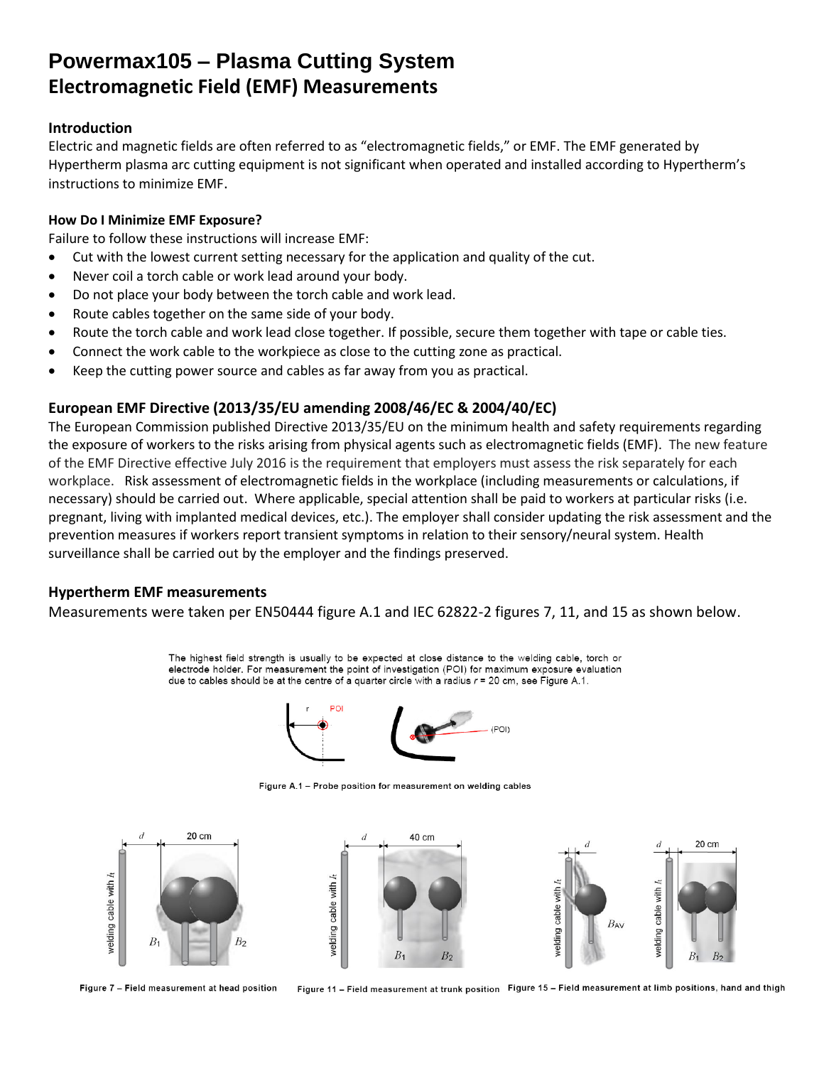# Powermax105 – Plasma Cutting System
## Electromagnetic Field (EMF) Measurements

### Introduction

Electric and magnetic fields are often referred to as "electromagnetic fields," or EMF. The EMF generated by Hypertherm plasma arc cutting equipment is not significant when operated and installed according to Hypertherm's instructions to minimize EMF.

### How Do I Minimize EMF Exposure?

Failure to follow these instructions will increase EMF:

- Cut with the lowest current setting necessary for the application and quality of the cut.
- Never coil a torch cable or work lead around your body.
- Do not place your body between the torch cable and work lead.
- Route cables together on the same side of your body.
- Route the torch cable and work lead close together. If possible, secure them together with tape or cable ties.
- Connect the work cable to the workpiece as close to the cutting zone as practical.
- Keep the cutting power source and cables as far away from you as practical.

### European EMF Directive (2013/35/EU amending 2008/46/EC & 2004/40/EC)

The European Commission published Directive 2013/35/EU on the minimum health and safety requirements regarding the exposure of workers to the risks arising from physical agents such as electromagnetic fields (EMF). The new feature of the EMF Directive effective July 2016 is the requirement that employers must assess the risk separately for each workplace. Risk assessment of electromagnetic fields in the workplace (including measurements or calculations, if necessary) should be carried out. Where applicable, special attention shall be paid to workers at particular risks (i.e. pregnant, living with implanted medical devices, etc.). The employer shall consider updating the risk assessment and the prevention measures if workers report transient symptoms in relation to their sensory/neural system. Health surveillance shall be carried out by the employer and the findings preserved.

### Hypertherm EMF measurements

Measurements were taken per EN50444 figure A.1 and IEC 62822-2 figures 7, 11, and 15 as shown below.

The highest field strength is usually to be expected at close distance to the welding cable, torch or electrode holder. For measurement the point of investigation (POI) for maximum exposure evaluation due to cables should be at the centre of a quarter circle with a radius $r$ = 20 cm, see Figure A.1.

Figure A.1 – Probe position for measurement on welding cables

Figure 7 – Field measurement at head position

Figure 11 – Field measurement at trunk position

Figure 15 – Field measurement at limb positions, hand and thigh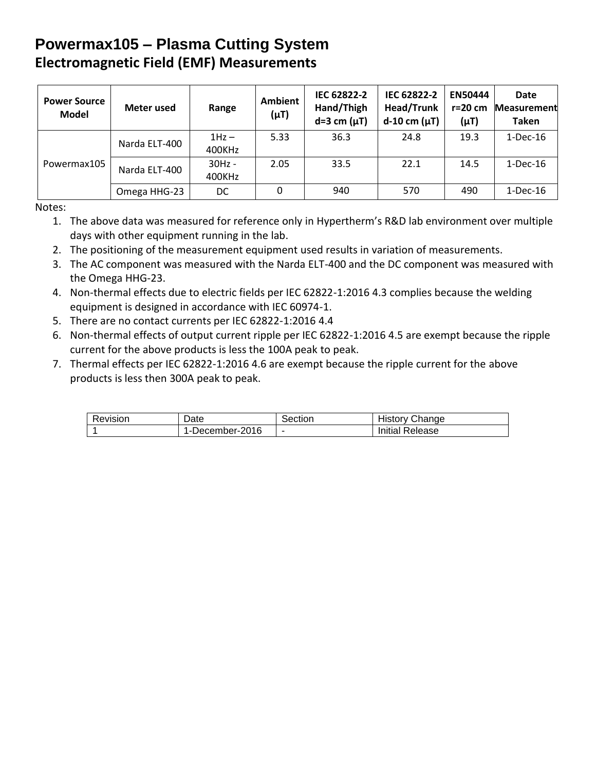# Powermax105 – Plasma Cutting System

## Electromagnetic Field (EMF) Measurements

| Power Source Model | Meter used | Range | Ambient (µT) | IEC 62822-2 Hand/Thigh d=3 cm (µT) | IEC 62822-2 Head/Trunk d-10 cm (µT) | EN50444 r=20 cm (µT) | Date Measurement Taken |
|---|---|---|---|---|---|---|---|
| Powermax105 | Narda ELT-400 | 1Hz – 400KHz | 5.33 | 36.3 | 24.8 | 19.3 | 1-Dec-16 |
| | Narda ELT-400 | 30Hz - 400KHz | 2.05 | 33.5 | 22.1 | 14.5 | 1-Dec-16 |
| | Omega HHG-23 | DC | 0 | 940 | 570 | 490 | 1-Dec-16 |

Notes:

1. The above data was measured for reference only in Hypertherm's R&D lab environment over multiple days with other equipment running in the lab.
2. The positioning of the measurement equipment used results in variation of measurements.
3. The AC component was measured with the Narda ELT-400 and the DC component was measured with the Omega HHG-23.
4. Non-thermal effects due to electric fields per IEC 62822-1:2016 4.3 complies because the welding equipment is designed in accordance with IEC 60974-1.
5. There are no contact currents per IEC 62822-1:2016 4.4
6. Non-thermal effects of output current ripple per IEC 62822-1:2016 4.5 are exempt because the ripple current for the above products is less the 100A peak to peak.
7. Thermal effects per IEC 62822-1:2016 4.6 are exempt because the ripple current for the above products is less then 300A peak to peak.

| Revision | Date | Section | History Change |
|---|---|---|---|
| 1 | 1-December-2016 | - | Initial Release |